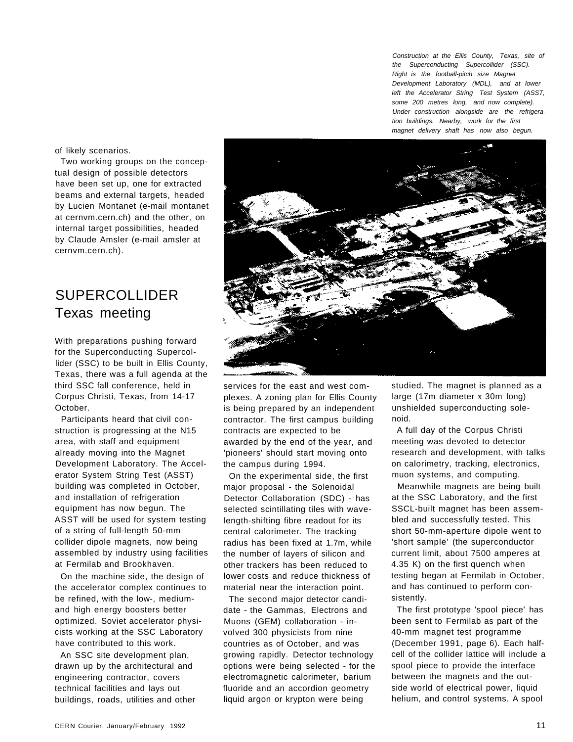of likely scenarios.

Two working groups on the conceptual design of possible detectors have been set up, one for extracted beams and external targets, headed by Lucien Montanet (e-mail montanet at cernvm.cern.ch) and the other, on internal target possibilities, headed by Claude Amsler (e-mail amsler at cernvm.cern.ch).

## SUPERCOLLIDER
### Texas meeting

With preparations pushing forward for the Superconducting Supercollider (SSC) to be built in Ellis County, Texas, there was a full agenda at the third SSC fall conference, held in Corpus Christi, Texas, from 14-17 October.

Participants heard that civil construction is progressing at the N15 area, with staff and equipment already moving into the Magnet Development Laboratory. The Accelerator System String Test (ASST) building was completed in October, and installation of refrigeration equipment has now begun. The ASST will be used for system testing of a string of full-length 50-mm collider dipole magnets, now being assembled by industry using facilities at Fermilab and Brookhaven.

On the machine side, the design of the accelerator complex continues to be refined, with the low-, medium- and high energy boosters better optimized. Soviet accelerator physicists working at the SSC Laboratory have contributed to this work.

An SSC site development plan, drawn up by the architectural and engineering contractor, covers technical facilities and lays out buildings, roads, utilities and other services for the east and west complexes. A zoning plan for Ellis County is being prepared by an independent contractor. The first campus building contracts are expected to be awarded by the end of the year, and 'pioneers' should start moving onto the campus during 1994.

On the experimental side, the first major proposal - the Solenoidal Detector Collaboration (SDC) - has selected scintillating tiles with wavelength-shifting fibre readout for its central calorimeter. The tracking radius has been fixed at 1.7m, while the number of layers of silicon and other trackers has been reduced to lower costs and reduce thickness of material near the interaction point.

The second major detector candidate - the Gammas, Electrons and Muons (GEM) collaboration - involved 300 physicists from nine countries as of October, and was growing rapidly. Detector technology options were being selected - for the electromagnetic calorimeter, barium fluoride and an accordion geometry liquid argon or krypton were being studied. The magnet is planned as a large (17m diameter x 30m long) unshielded superconducting solenoid.

A full day of the Corpus Christi meeting was devoted to detector research and development, with talks on calorimetry, tracking, electronics, muon systems, and computing.

Meanwhile magnets are being built at the SSC Laboratory, and the first SSCL-built magnet has been assembled and successfully tested. This short 50-mm-aperture dipole went to 'short sample' (the superconductor current limit, about 7500 amperes at 4.35 K) on the first quench when testing began at Fermilab in October, and has continued to perform consistently.

The first prototype 'spool piece' has been sent to Fermilab as part of the 40-mm magnet test programme (December 1991, page 6). Each half-cell of the collider lattice will include a spool piece to provide the interface between the magnets and the outside world of electrical power, liquid helium, and control systems. A spool

*Construction at the Ellis County, Texas, site of the Superconducting Supercollider (SSC). Right is the football-pitch size Magnet Development Laboratory (MDL), and at lower left the Accelerator String Test System (ASST, some 200 metres long, and now complete). Under construction alongside are the refrigeration buildings. Nearby, work for the first magnet delivery shaft has now also begun.*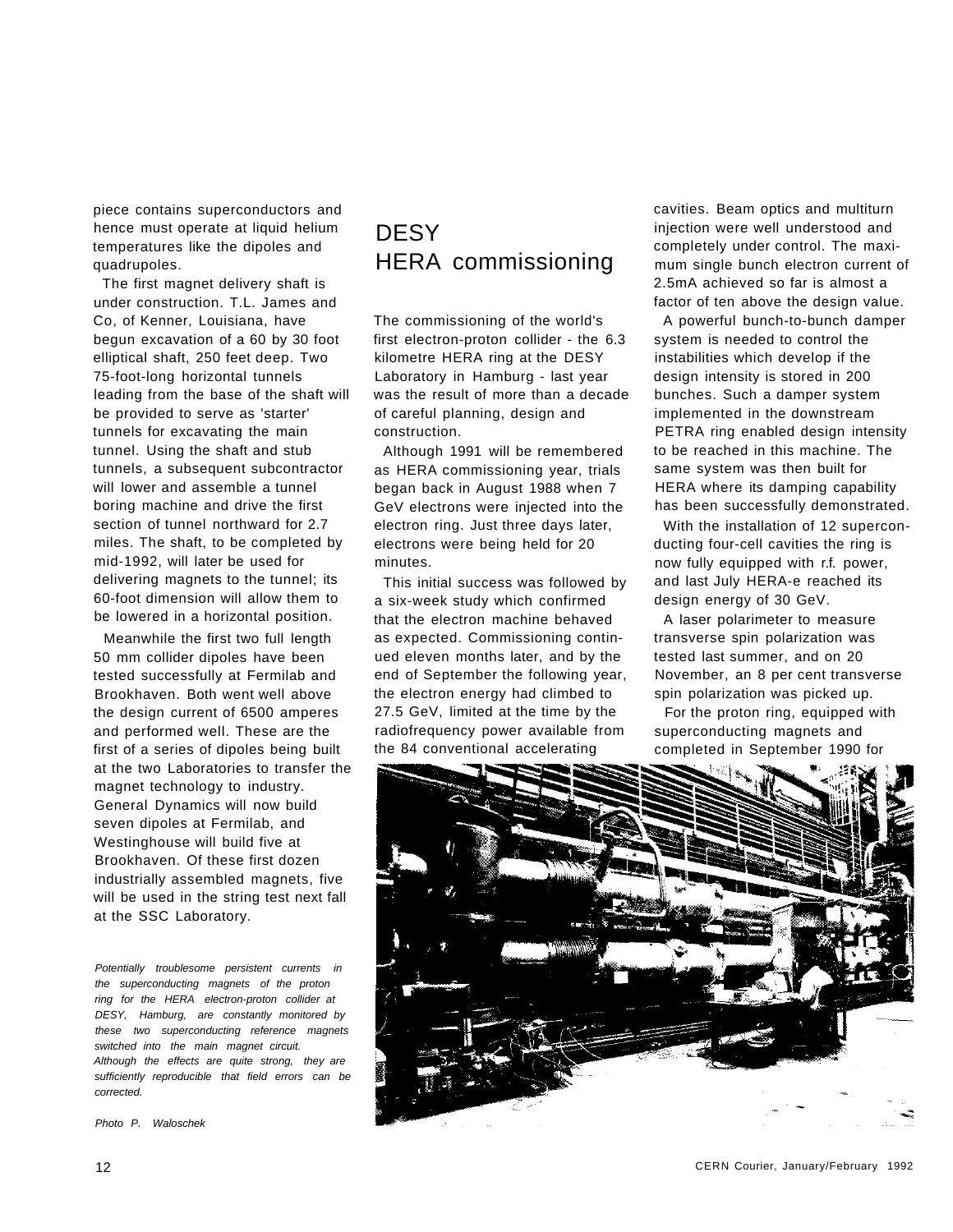piece contains superconductors and hence must operate at liquid helium temperatures like the dipoles and quadrupoles.

The first magnet delivery shaft is under construction. T.L. James and Co, of Kenner, Louisiana, have begun excavation of a 60 by 30 foot elliptical shaft, 250 feet deep. Two 75-foot-long horizontal tunnels leading from the base of the shaft will be provided to serve as 'starter' tunnels for excavating the main tunnel. Using the shaft and stub tunnels, a subsequent subcontractor will lower and assemble a tunnel boring machine and drive the first section of tunnel northward for 2.7 miles. The shaft, to be completed by mid-1992, will later be used for delivering magnets to the tunnel; its 60-foot dimension will allow them to be lowered in a horizontal position.

Meanwhile the first two full length 50 mm collider dipoles have been tested successfully at Fermilab and Brookhaven. Both went well above the design current of 6500 amperes and performed well. These are the first of a series of dipoles being built at the two Laboratories to transfer the magnet technology to industry. General Dynamics will now build seven dipoles at Fermilab, and Westinghouse will build five at Brookhaven. Of these first dozen industrially assembled magnets, five will be used in the string test next fall at the SSC Laboratory.

*Potentially troublesome persistent currents in the superconducting magnets of the proton ring for the HERA electron-proton collider at DESY, Hamburg, are constantly monitored by these two superconducting reference magnets switched into the main magnet circuit. Although the effects are quite strong, they are sufficiently reproducible that field errors can be corrected.*

*Photo P. Waloschek*

# DESY HERA commissioning

The commissioning of the world's first electron-proton collider - the 6.3 kilometre HERA ring at the DESY Laboratory in Hamburg - last year was the result of more than a decade of careful planning, design and construction.

Although 1991 will be remembered as HERA commissioning year, trials began back in August 1988 when 7 GeV electrons were injected into the electron ring. Just three days later, electrons were being held for 20 minutes.

This initial success was followed by a six-week study which confirmed that the electron machine behaved as expected. Commissioning continued eleven months later, and by the end of September the following year, the electron energy had climbed to 27.5 GeV, limited at the time by the radiofrequency power available from the 84 conventional accelerating cavities. Beam optics and multiturn injection were well understood and completely under control. The maximum single bunch electron current of 2.5mA achieved so far is almost a factor of ten above the design value.

A powerful bunch-to-bunch damper system is needed to control the instabilities which develop if the design intensity is stored in 200 bunches. Such a damper system implemented in the downstream PETRA ring enabled design intensity to be reached in this machine. The same system was then built for HERA where its damping capability has been successfully demonstrated.

With the installation of 12 superconducting four-cell cavities the ring is now fully equipped with r.f. power, and last July HERA-e reached its design energy of 30 GeV.

A laser polarimeter to measure transverse spin polarization was tested last summer, and on 20 November, an 8 per cent transverse spin polarization was picked up.

For the proton ring, equipped with superconducting magnets and completed in September 1990 for